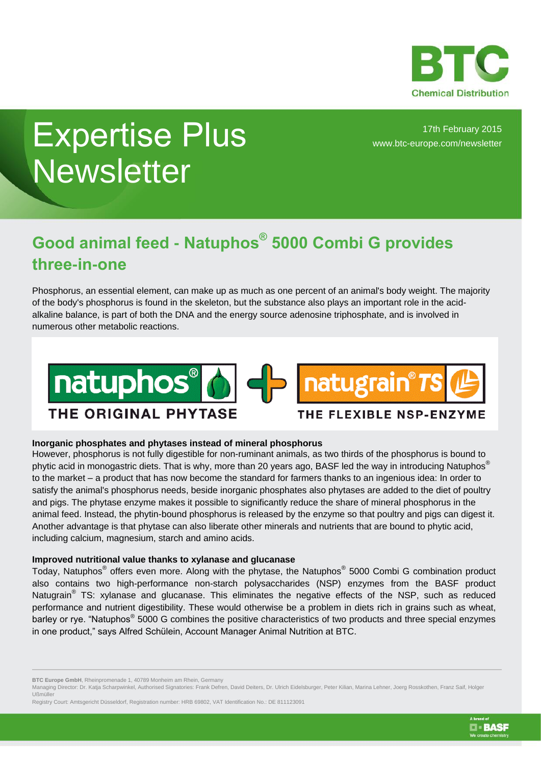BTC Chemical Distribution

# Expertise Plus Newsletter

17th February 2015
www.btc-europe.com/newsletter

## Good animal feed - Natuphos® 5000 Combi G provides three-in-one

Phosphorus, an essential element, can make up as much as one percent of an animal's body weight. The majority of the body's phosphorus is found in the skeleton, but the substance also plays an important role in the acid-alkaline balance, is part of both the DNA and the energy source adenosine triphosphate, and is involved in numerous other metabolic reactions.

natuphos® THE ORIGINAL PHYTASE + natugrain® TS THE FLEXIBLE NSP-ENZYME

### Inorganic phosphates and phytases instead of mineral phosphorus

However, phosphorus is not fully digestible for non-ruminant animals, as two thirds of the phosphorus is bound to phytic acid in monogastric diets. That is why, more than 20 years ago, BASF led the way in introducing Natuphos® to the market – a product that has now become the standard for farmers thanks to an ingenious idea: In order to satisfy the animal's phosphorus needs, beside inorganic phosphates also phytases are added to the diet of poultry and pigs. The phytase enzyme makes it possible to significantly reduce the share of mineral phosphorus in the animal feed. Instead, the phytin-bound phosphorus is released by the enzyme so that poultry and pigs can digest it. Another advantage is that phytase can also liberate other minerals and nutrients that are bound to phytic acid, including calcium, magnesium, starch and amino acids.

### Improved nutritional value thanks to xylanase and glucanase

Today, Natuphos® offers even more. Along with the phytase, the Natuphos® 5000 Combi G combination product also contains two high-performance non-starch polysaccharides (NSP) enzymes from the BASF product Natugrain® TS: xylanase and glucanase. This eliminates the negative effects of the NSP, such as reduced performance and nutrient digestibility. These would otherwise be a problem in diets rich in grains such as wheat, barley or rye. "Natuphos® 5000 G combines the positive characteristics of two products and three special enzymes in one product," says Alfred Schülein, Account Manager Animal Nutrition at BTC.

**BTC Europe GmbH**, Rheinpromenade 1, 40789 Monheim am Rhein, Germany
Managing Director: Dr. Katja Scharpwinkel, Authorised Signatories: Frank Defren, David Deiters, Dr. Ulrich Eidelsburger, Peter Kilian, Marina Lehner, Joerg Rosskothen, Franz Saif, Holger Ußmüller
Registry Court: Amtsgericht Düsseldorf, Registration number: HRB 69802, VAT Identification No.: DE 811123091

A brand of BASF We create chemistry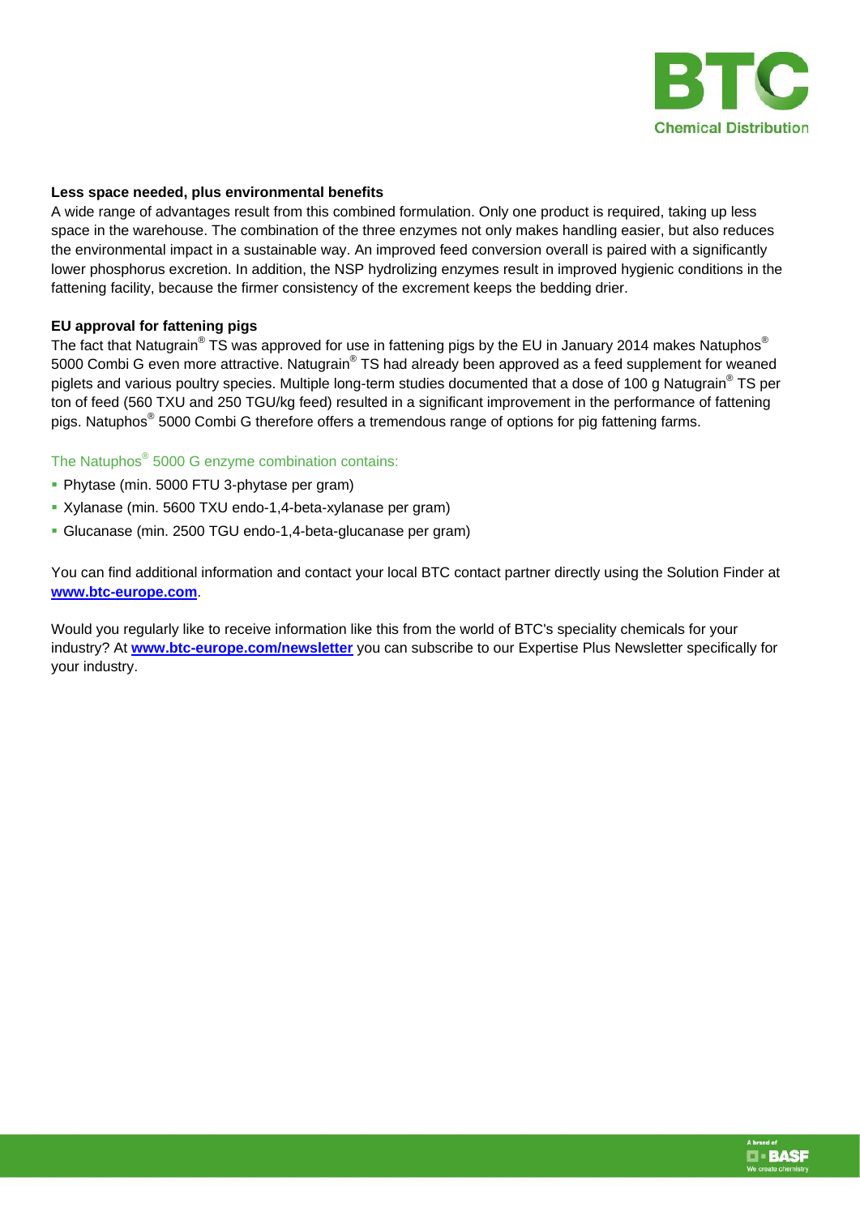**Less space needed, plus environmental benefits**

A wide range of advantages result from this combined formulation. Only one product is required, taking up less space in the warehouse. The combination of the three enzymes not only makes handling easier, but also reduces the environmental impact in a sustainable way. An improved feed conversion overall is paired with a significantly lower phosphorus excretion. In addition, the NSP hydrolizing enzymes result in improved hygienic conditions in the fattening facility, because the firmer consistency of the excrement keeps the bedding drier.

**EU approval for fattening pigs**

The fact that Natugrain® TS was approved for use in fattening pigs by the EU in January 2014 makes Natuphos® 5000 Combi G even more attractive. Natugrain® TS had already been approved as a feed supplement for weaned piglets and various poultry species. Multiple long-term studies documented that a dose of 100 g Natugrain® TS per ton of feed (560 TXU and 250 TGU/kg feed) resulted in a significant improvement in the performance of fattening pigs. Natuphos® 5000 Combi G therefore offers a tremendous range of options for pig fattening farms.

The Natuphos® 5000 G enzyme combination contains:

- Phytase (min. 5000 FTU 3-phytase per gram)
- Xylanase (min. 5600 TXU endo-1,4-beta-xylanase per gram)
- Glucanase (min. 2500 TGU endo-1,4-beta-glucanase per gram)

You can find additional information and contact your local BTC contact partner directly using the Solution Finder at **www.btc-europe.com**.

Would you regularly like to receive information like this from the world of BTC's speciality chemicals for your industry? At **www.btc-europe.com/newsletter** you can subscribe to our Expertise Plus Newsletter specifically for your industry.